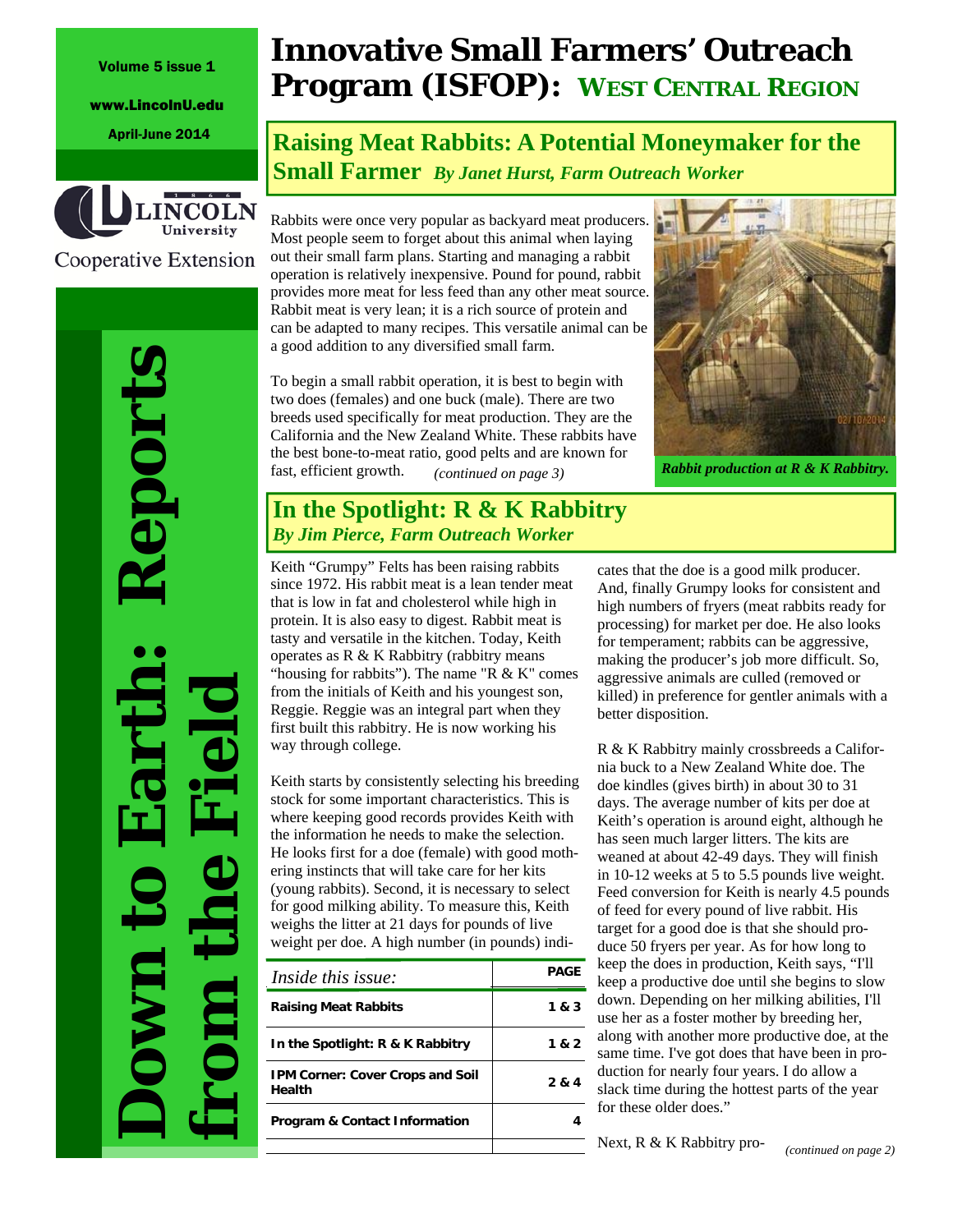Volume 5 issue 1

www.LincolnU.edu

April-June 2014

Lincoln University Cooperative Extension

**Down to Earth: Reports from the Field**

# Innovative Small Farmers' Outreach Program (ISFOP): WEST CENTRAL REGION

## Raising Meat Rabbits: A Potential Moneymaker for the Small Farmer *By Janet Hurst, Farm Outreach Worker*

Rabbits were once very popular as backyard meat producers. Most people seem to forget about this animal when laying out their small farm plans. Starting and managing a rabbit operation is relatively inexpensive. Pound for pound, rabbit provides more meat for less feed than any other meat source. Rabbit meat is very lean; it is a rich source of protein and can be adapted to many recipes. This versatile animal can be a good addition to any diversified small farm.

To begin a small rabbit operation, it is best to begin with two does (females) and one buck (male). There are two breeds used specifically for meat production. They are the California and the New Zealand White. These rabbits have the best bone-to-meat ratio, good pelts and are known for fast, efficient growth. *(continued on page 3)*

*Rabbit production at R & K Rabbitry.*

## In the Spotlight: R & K Rabbitry
*By Jim Pierce, Farm Outreach Worker*

Keith "Grumpy" Felts has been raising rabbits since 1972. His rabbit meat is a lean tender meat that is low in fat and cholesterol while high in protein. It is also easy to digest. Rabbit meat is tasty and versatile in the kitchen. Today, Keith operates as R & K Rabbitry (rabbitry means "housing for rabbits"). The name "R & K" comes from the initials of Keith and his youngest son, Reggie. Reggie was an integral part when they first built this rabbitry. He is now working his way through college.

Keith starts by consistently selecting his breeding stock for some important characteristics. This is where keeping good records provides Keith with the information he needs to make the selection. He looks first for a doe (female) with good mothering instincts that will take care for her kits (young rabbits). Second, it is necessary to select for good milking ability. To measure this, Keith weighs the litter at 21 days for pounds of live weight per doe. A high number (in pounds) indicates that the doe is a good milk producer. And, finally Grumpy looks for consistent and high numbers of fryers (meat rabbits ready for processing) for market per doe. He also looks for temperament; rabbits can be aggressive, making the producer's job more difficult. So, aggressive animals are culled (removed or killed) in preference for gentler animals with a better disposition.

R & K Rabbitry mainly crossbreeds a California buck to a New Zealand White doe. The doe kindles (gives birth) in about 30 to 31 days. The average number of kits per doe at Keith's operation is around eight, although he has seen much larger litters. The kits are weaned at about 42-49 days. They will finish in 10-12 weeks at 5 to 5.5 pounds live weight. Feed conversion for Keith is nearly 4.5 pounds of feed for every pound of live rabbit. His target for a good doe is that she should produce 50 fryers per year. As for how long to keep the does in production, Keith says, "I'll keep a productive doe until she begins to slow down. Depending on her milking abilities, I'll use her as a foster mother by breeding her, along with another more productive doe, at the same time. I've got does that have been in production for nearly four years. I do allow a slack time during the hottest parts of the year for these older does."

Next, R & K Rabbitry pro- *(continued on page 2)*

| *Inside this issue:* | PAGE |
|---|---|
| **Raising Meat Rabbits** | **1 & 3** |
| **In the Spotlight: R & K Rabbitry** | **1 & 2** |
| **IPM Corner: Cover Crops and Soil Health** | **2 & 4** |
| **Program & Contact Information** | **4** |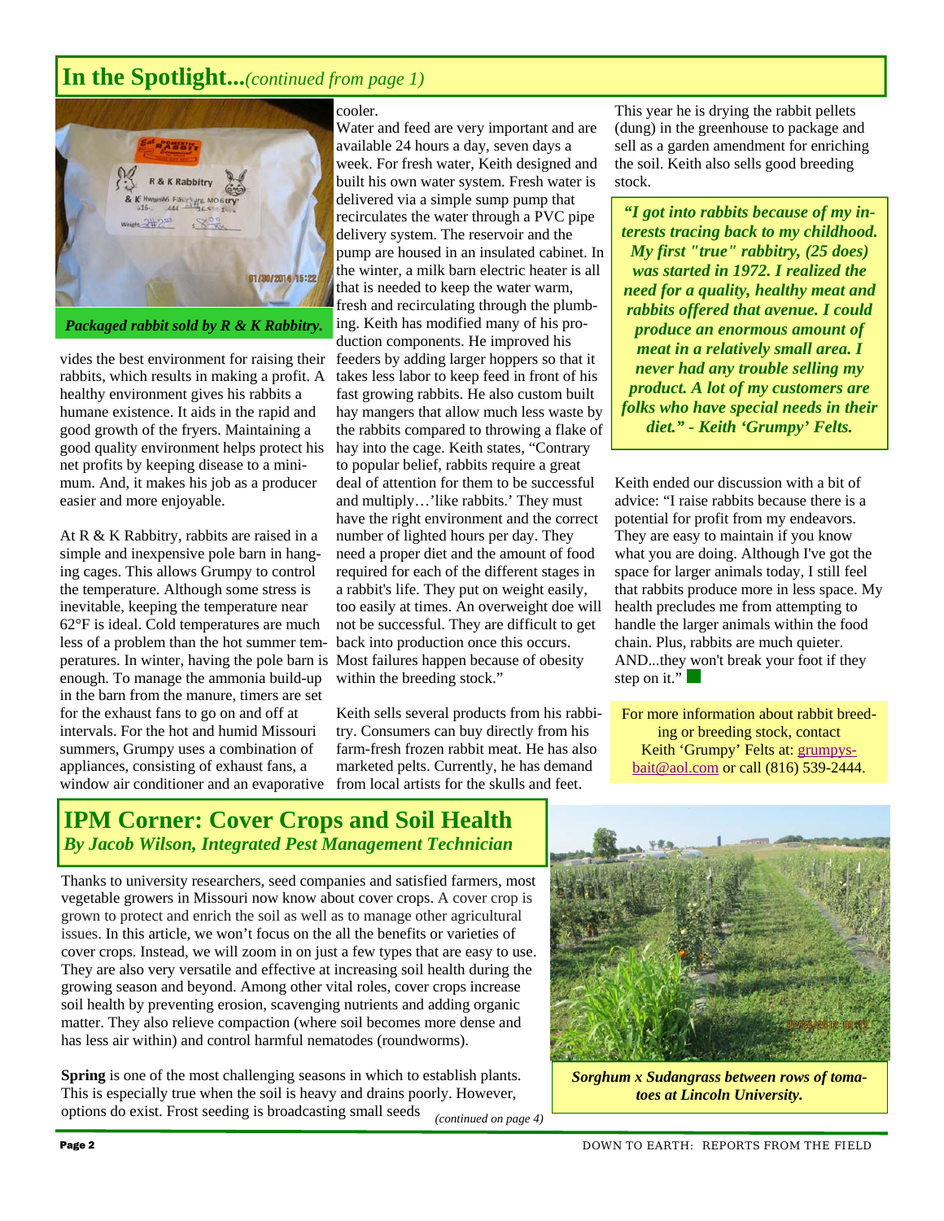## In the Spotlight...*(continued from page 1)*

*Packaged rabbit sold by R & K Rabbitry.*

vides the best environment for raising their rabbits, which results in making a profit. A healthy environment gives his rabbits a humane existence. It aids in the rapid and good growth of the fryers. Maintaining a good quality environment helps protect his net profits by keeping disease to a minimum. And, it makes his job as a producer easier and more enjoyable.

At R & K Rabbitry, rabbits are raised in a simple and inexpensive pole barn in hanging cages. This allows Grumpy to control the temperature. Although some stress is inevitable, keeping the temperature near 62°F is ideal. Cold temperatures are much less of a problem than the hot summer temperatures. In winter, having the pole barn is enough. To manage the ammonia build-up in the barn from the manure, timers are set for the exhaust fans to go on and off at intervals. For the hot and humid Missouri summers, Grumpy uses a combination of appliances, consisting of exhaust fans, a window air conditioner and an evaporative cooler.

Water and feed are very important and are available 24 hours a day, seven days a week. For fresh water, Keith designed and built his own water system. Fresh water is delivered via a simple sump pump that recirculates the water through a PVC pipe delivery system. The reservoir and the pump are housed in an insulated cabinet. In the winter, a milk barn electric heater is all that is needed to keep the water warm, fresh and recirculating through the plumbing. Keith has modified many of his production components. He improved his feeders by adding larger hoppers so that it takes less labor to keep feed in front of his fast growing rabbits. He also custom built hay mangers that allow much less waste by the rabbits compared to throwing a flake of hay into the cage. Keith states, "Contrary to popular belief, rabbits require a great deal of attention for them to be successful and multiply…'like rabbits.' They must have the right environment and the correct number of lighted hours per day. They need a proper diet and the amount of food required for each of the different stages in a rabbit's life. They put on weight easily, too easily at times. An overweight doe will not be successful. They are difficult to get back into production once this occurs. Most failures happen because of obesity within the breeding stock."

Keith sells several products from his rabbitry. Consumers can buy directly from his farm-fresh frozen rabbit meat. He has also marketed pelts. Currently, he has demand from local artists for the skulls and feet. This year he is drying the rabbit pellets (dung) in the greenhouse to package and sell as a garden amendment for enriching the soil. Keith also sells good breeding stock.

> ***"I got into rabbits because of my interests tracing back to my childhood. My first "true" rabbitry, (25 does) was started in 1972. I realized the need for a quality, healthy meat and rabbits offered that avenue. I could produce an enormous amount of meat in a relatively small area. I never had any trouble selling my product. A lot of my customers are folks who have special needs in their diet." - Keith 'Grumpy' Felts.***

Keith ended our discussion with a bit of advice: "I raise rabbits because there is a potential for profit from my endeavors. They are easy to maintain if you know what you are doing. Although I've got the space for larger animals today, I still feel that rabbits produce more in less space. My health precludes me from attempting to handle the larger animals within the food chain. Plus, rabbits are much quieter. AND...they won't break your foot if they step on it."

For more information about rabbit breeding or breeding stock, contact Keith 'Grumpy' Felts at: grumpysbait@aol.com or call (816) 539-2444.

## IPM Corner: Cover Crops and Soil Health

***By Jacob Wilson, Integrated Pest Management Technician***

Thanks to university researchers, seed companies and satisfied farmers, most vegetable growers in Missouri now know about cover crops. A cover crop is grown to protect and enrich the soil as well as to manage other agricultural issues. In this article, we won't focus on the all the benefits or varieties of cover crops. Instead, we will zoom in on just a few types that are easy to use. They are also very versatile and effective at increasing soil health during the growing season and beyond. Among other vital roles, cover crops increase soil health by preventing erosion, scavenging nutrients and adding organic matter. They also relieve compaction (where soil becomes more dense and has less air within) and control harmful nematodes (roundworms).

**Spring** is one of the most challenging seasons in which to establish plants. This is especially true when the soil is heavy and drains poorly. However, options do exist. Frost seeding is broadcasting small seeds *(continued on page 4)*

*Sorghum x Sudangrass between rows of tomatoes at Lincoln University.*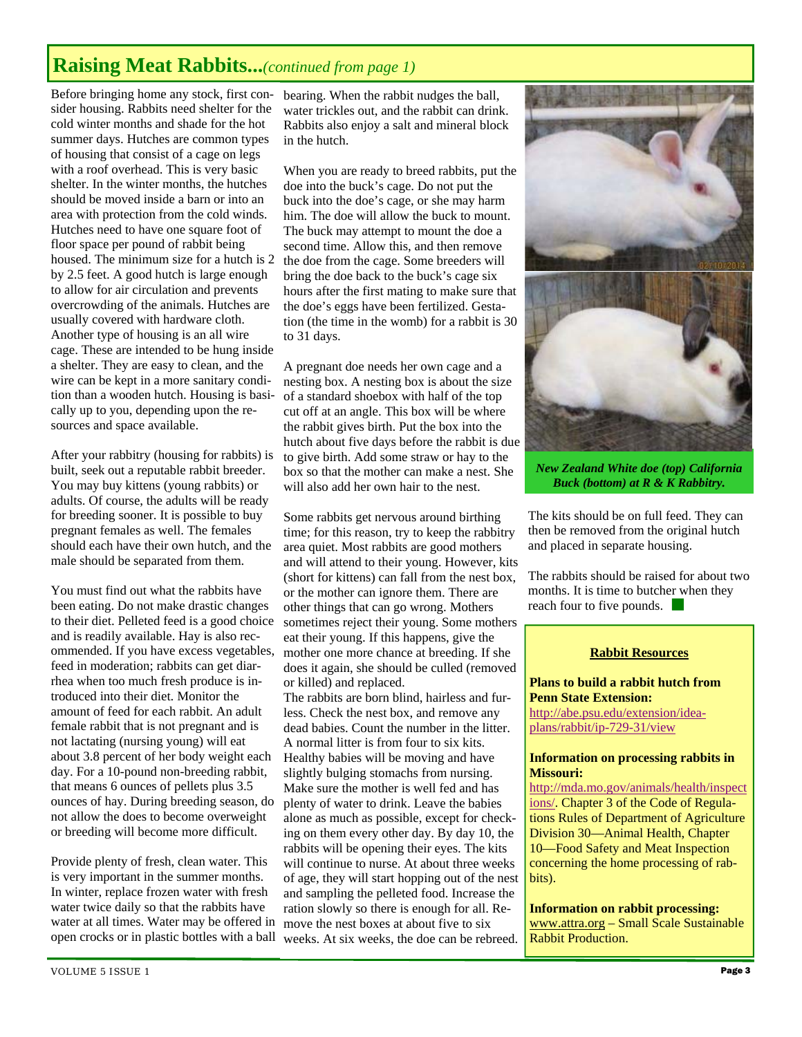## Raising Meat Rabbits...*(continued from page 1)*

Before bringing home any stock, first consider housing. Rabbits need shelter for the cold winter months and shade for the hot summer days. Hutches are common types of housing that consist of a cage on legs with a roof overhead. This is very basic shelter. In the winter months, the hutches should be moved inside a barn or into an area with protection from the cold winds. Hutches need to have one square foot of floor space per pound of rabbit being housed. The minimum size for a hutch is 2 by 2.5 feet. A good hutch is large enough to allow for air circulation and prevents overcrowding of the animals. Hutches are usually covered with hardware cloth. Another type of housing is an all wire cage. These are intended to be hung inside a shelter. They are easy to clean, and the wire can be kept in a more sanitary condition than a wooden hutch. Housing is basically up to you, depending upon the resources and space available.

After your rabbitry (housing for rabbits) is built, seek out a reputable rabbit breeder. You may buy kittens (young rabbits) or adults. Of course, the adults will be ready for breeding sooner. It is possible to buy pregnant females as well. The females should each have their own hutch, and the male should be separated from them.

You must find out what the rabbits have been eating. Do not make drastic changes to their diet. Pelleted feed is a good choice and is readily available. Hay is also recommended. If you have excess vegetables, feed in moderation; rabbits can get diarrhea when too much fresh produce is introduced into their diet. Monitor the amount of feed for each rabbit. An adult female rabbit that is not pregnant and is not lactating (nursing young) will eat about 3.8 percent of her body weight each day. For a 10-pound non-breeding rabbit, that means 6 ounces of pellets plus 3.5 ounces of hay. During breeding season, do not allow the does to become overweight or breeding will become more difficult.

Provide plenty of fresh, clean water. This is very important in the summer months. In winter, replace frozen water with fresh water twice daily so that the rabbits have water at all times. Water may be offered in open crocks or in plastic bottles with a ball bearing. When the rabbit nudges the ball, water trickles out, and the rabbit can drink. Rabbits also enjoy a salt and mineral block in the hutch.

When you are ready to breed rabbits, put the doe into the buck's cage. Do not put the buck into the doe's cage, or she may harm him. The doe will allow the buck to mount. The buck may attempt to mount the doe a second time. Allow this, and then remove the doe from the cage. Some breeders will bring the doe back to the buck's cage six hours after the first mating to make sure that the doe's eggs have been fertilized. Gestation (the time in the womb) for a rabbit is 30 to 31 days.

A pregnant doe needs her own cage and a nesting box. A nesting box is about the size of a standard shoebox with half of the top cut off at an angle. This box will be where the rabbit gives birth. Put the box into the hutch about five days before the rabbit is due to give birth. Add some straw or hay to the box so that the mother can make a nest. She will also add her own hair to the nest.

Some rabbits get nervous around birthing time; for this reason, try to keep the rabbitry area quiet. Most rabbits are good mothers and will attend to their young. However, kits (short for kittens) can fall from the nest box, or the mother can ignore them. There are other things that can go wrong. Mothers sometimes reject their young. Some mothers eat their young. If this happens, give the mother one more chance at breeding. If she does it again, she should be culled (removed or killed) and replaced.

The rabbits are born blind, hairless and furless. Check the nest box, and remove any dead babies. Count the number in the litter. A normal litter is from four to six kits. Healthy babies will be moving and have slightly bulging stomachs from nursing. Make sure the mother is well fed and has plenty of water to drink. Leave the babies alone as much as possible, except for checking on them every other day. By day 10, the rabbits will be opening their eyes. The kits will continue to nurse. At about three weeks of age, they will start hopping out of the nest and sampling the pelleted food. Increase the ration slowly so there is enough for all. Remove the nest boxes at about five to six weeks. At six weeks, the doe can be rebreed.

*New Zealand White doe (top) California Buck (bottom) at R & K Rabbitry.*

The kits should be on full feed. They can then be removed from the original hutch and placed in separate housing.

The rabbits should be raised for about two months. It is time to butcher when they reach four to five pounds.

### Rabbit Resources

**Plans to build a rabbit hutch from Penn State Extension:**
http://abe.psu.edu/extension/idea-plans/rabbit/ip-729-31/view

**Information on processing rabbits in Missouri:**
http://mda.mo.gov/animals/health/inspections/. Chapter 3 of the Code of Regulations Rules of Department of Agriculture Division 30—Animal Health, Chapter 10—Food Safety and Meat Inspection concerning the home processing of rabbits).

**Information on rabbit processing:**
www.attra.org – Small Scale Sustainable Rabbit Production.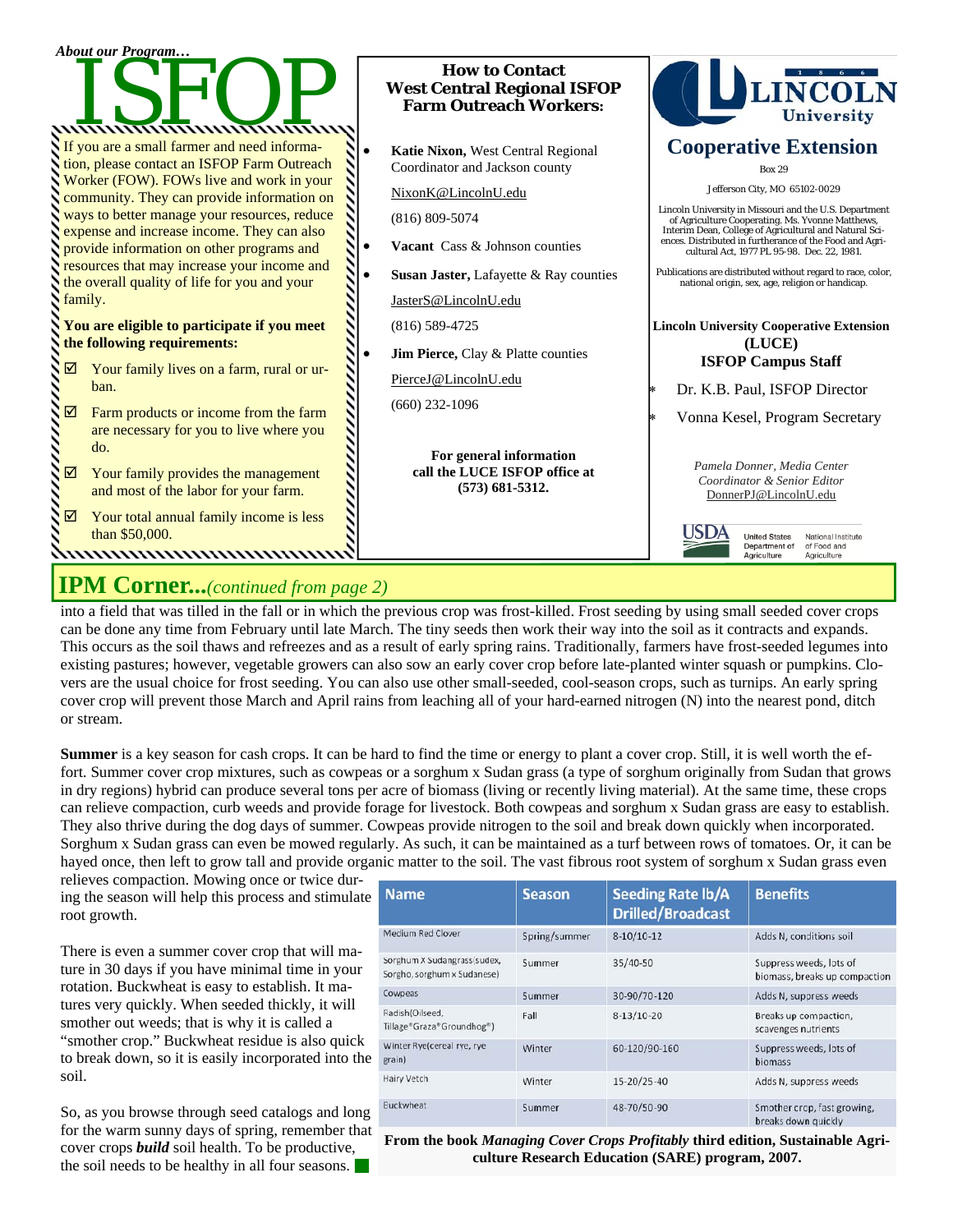*About our Program…*

# ISFOP

If you are a small farmer and need information, please contact an ISFOP Farm Outreach Worker (FOW). FOWs live and work in your community. They can provide information on ways to better manage your resources, reduce expense and increase income. They can also provide information on other programs and resources that may increase your income and the overall quality of life for you and your family.

**You are eligible to participate if you meet the following requirements:**

- ☑ Your family lives on a farm, rural or urban.
- ☑ Farm products or income from the farm are necessary for you to live where you do.
- ☑ Your family provides the management and most of the labor for your farm.
- ☑ Your total annual family income is less than $50,000.

**How to Contact West Central Regional ISFOP Farm Outreach Workers:**

- **Katie Nixon,** West Central Regional Coordinator and Jackson county
  NixonK@LincolnU.edu
  (816) 809-5074
- **Vacant** Cass & Johnson counties
- **Susan Jaster,** Lafayette & Ray counties
  JasterS@LincolnU.edu
  (816) 589-4725
- **Jim Pierce,** Clay & Platte counties
  PierceJ@LincolnU.edu
  (660) 232-1096

**For general information call the LUCE ISFOP office at (573) 681-5312.**

LINCOLN University 1866

## Cooperative Extension

Box 29

Jefferson City, MO 65102-0029

Lincoln University in Missouri and the U.S. Department of Agriculture Cooperating. Ms. Yvonne Matthews, Interim Dean, College of Agricultural and Natural Sciences. Distributed in furtherance of the Food and Agricultural Act, 1977 PL 95-98. Dec. 22, 1981.

Publications are distributed without regard to race, color, national origin, sex, age, religion or handicap.

**Lincoln University Cooperative Extension (LUCE) ISFOP Campus Staff**

- Dr. K.B. Paul, ISFOP Director
- Vonna Kesel, Program Secretary

*Pamela Donner, Media Center Coordinator & Senior Editor*
DonnerPJ@LincolnU.edu

USDA United States Department of Agriculture — National Institute of Food and Agriculture

## IPM Corner...*(continued from page 2)*

into a field that was tilled in the fall or in which the previous crop was frost-killed. Frost seeding by using small seeded cover crops can be done any time from February until late March. The tiny seeds then work their way into the soil as it contracts and expands. This occurs as the soil thaws and refreezes and as a result of early spring rains. Traditionally, farmers have frost-seeded legumes into existing pastures; however, vegetable growers can also sow an early cover crop before late-planted winter squash or pumpkins. Clovers are the usual choice for frost seeding. You can also use other small-seeded, cool-season crops, such as turnips. An early spring cover crop will prevent those March and April rains from leaching all of your hard-earned nitrogen (N) into the nearest pond, ditch or stream.

**Summer** is a key season for cash crops. It can be hard to find the time or energy to plant a cover crop. Still, it is well worth the effort. Summer cover crop mixtures, such as cowpeas or a sorghum x Sudan grass (a type of sorghum originally from Sudan that grows in dry regions) hybrid can produce several tons per acre of biomass (living or recently living material). At the same time, these crops can relieve compaction, curb weeds and provide forage for livestock. Both cowpeas and sorghum x Sudan grass are easy to establish. They also thrive during the dog days of summer. Cowpeas provide nitrogen to the soil and break down quickly when incorporated. Sorghum x Sudan grass can even be mowed regularly. As such, it can be maintained as a turf between rows of tomatoes. Or, it can be hayed once, then left to grow tall and provide organic matter to the soil. The vast fibrous root system of sorghum x Sudan grass even relieves compaction. Mowing once or twice during the season will help this process and stimulate root growth.

There is even a summer cover crop that will mature in 30 days if you have minimal time in your rotation. Buckwheat is easy to establish. It matures very quickly. When seeded thickly, it will smother out weeds; that is why it is called a "smother crop." Buckwheat residue is also quick to break down, so it is easily incorporated into the soil.

So, as you browse through seed catalogs and long for the warm sunny days of spring, remember that cover crops ***build*** soil health. To be productive, the soil needs to be healthy in all four seasons.

| Name | Season | Seeding Rate lb/A Drilled/Broadcast | Benefits |
|---|---|---|---|
| Medium Red Clover | Spring/summer | 8-10/10-12 | Adds N, conditions soil |
| Sorghum X Sudangrass(sudex, Sorgho, sorghum x Sudanese) | Summer | 35/40-50 | Suppress weeds, lots of biomass, breaks up compaction |
| Cowpeas | Summer | 30-90/70-120 | Adds N, suppress weeds |
| Radish(Oilseed, Tillage®Graza®Groundhog®) | Fall | 8-13/10-20 | Breaks up compaction, scavenges nutrients |
| Winter Rye(cereal rye, rye grain) | Winter | 60-120/90-160 | Suppress weeds, lots of biomass |
| Hairy Vetch | Winter | 15-20/25-40 | Adds N, suppress weeds |
| Buckwheat | Summer | 48-70/50-90 | Smother crop, fast growing, breaks down quickly |

**From the book *Managing Cover Crops Profitably* third edition, Sustainable Agriculture Research Education (SARE) program, 2007.**